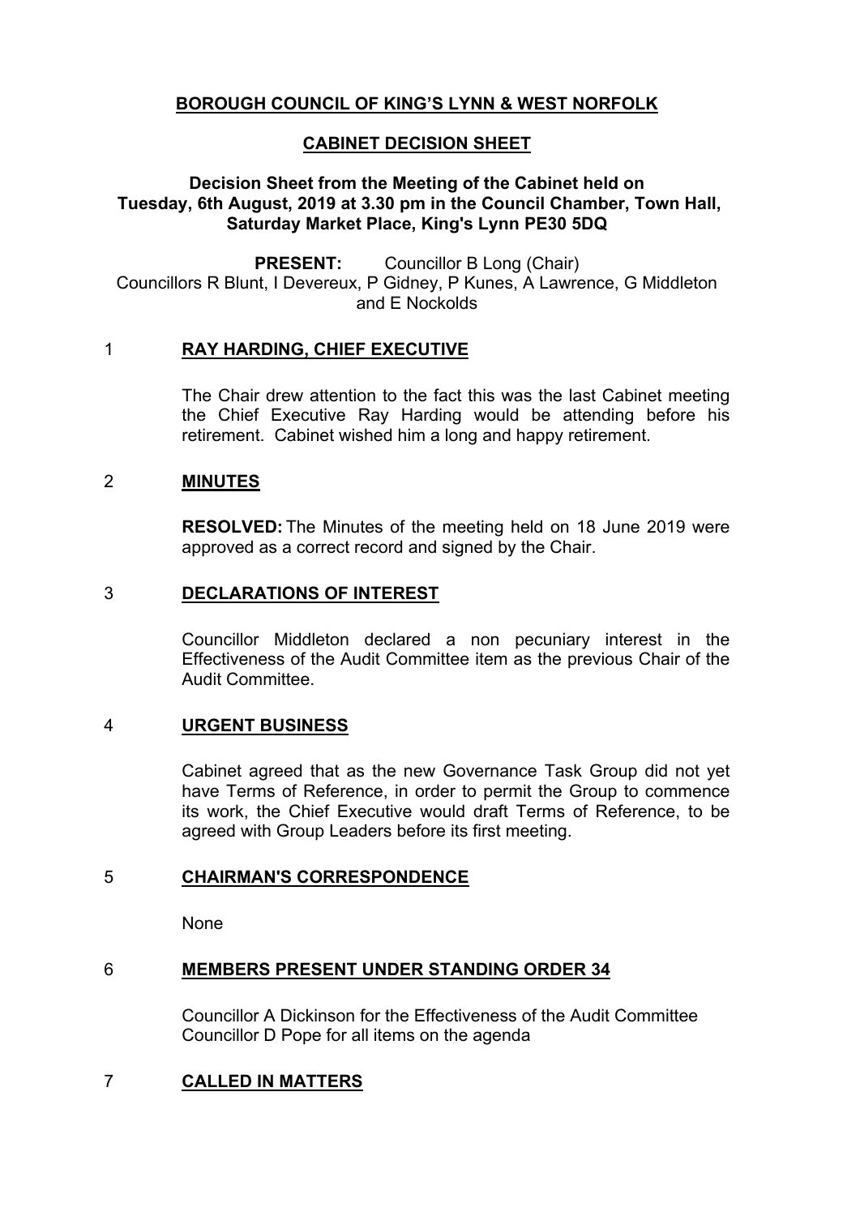# BOROUGH COUNCIL OF KING'S LYNN & WEST NORFOLK

## CABINET DECISION SHEET

**Decision Sheet from the Meeting of the Cabinet held on Tuesday, 6th August, 2019 at 3.30 pm in the Council Chamber, Town Hall, Saturday Market Place, King's Lynn PE30 5DQ**

**PRESENT:** Councillor B Long (Chair)
Councillors R Blunt, I Devereux, P Gidney, P Kunes, A Lawrence, G Middleton and E Nockolds

### 1 RAY HARDING, CHIEF EXECUTIVE

The Chair drew attention to the fact this was the last Cabinet meeting the Chief Executive Ray Harding would be attending before his retirement. Cabinet wished him a long and happy retirement.

### 2 MINUTES

**RESOLVED:** The Minutes of the meeting held on 18 June 2019 were approved as a correct record and signed by the Chair.

### 3 DECLARATIONS OF INTEREST

Councillor Middleton declared a non pecuniary interest in the Effectiveness of the Audit Committee item as the previous Chair of the Audit Committee.

### 4 URGENT BUSINESS

Cabinet agreed that as the new Governance Task Group did not yet have Terms of Reference, in order to permit the Group to commence its work, the Chief Executive would draft Terms of Reference, to be agreed with Group Leaders before its first meeting.

### 5 CHAIRMAN'S CORRESPONDENCE

None

### 6 MEMBERS PRESENT UNDER STANDING ORDER 34

Councillor A Dickinson for the Effectiveness of the Audit Committee
Councillor D Pope for all items on the agenda

### 7 CALLED IN MATTERS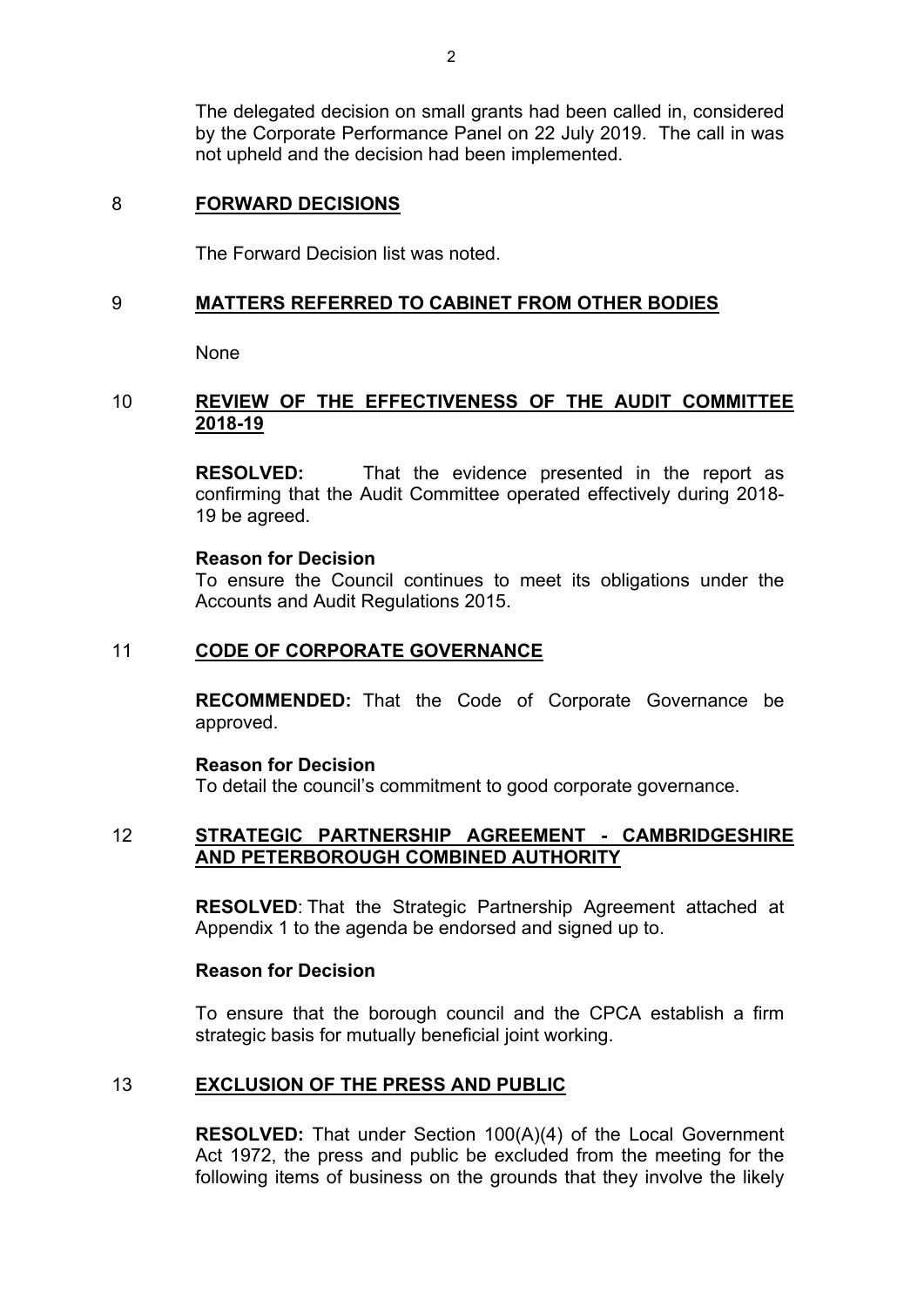The delegated decision on small grants had been called in, considered by the Corporate Performance Panel on 22 July 2019. The call in was not upheld and the decision had been implemented.

## 8 FORWARD DECISIONS

The Forward Decision list was noted.

## 9 MATTERS REFERRED TO CABINET FROM OTHER BODIES

None

## 10 REVIEW OF THE EFFECTIVENESS OF THE AUDIT COMMITTEE 2018-19

**RESOLVED:** That the evidence presented in the report as confirming that the Audit Committee operated effectively during 2018-19 be agreed.

**Reason for Decision**
To ensure the Council continues to meet its obligations under the Accounts and Audit Regulations 2015.

## 11 CODE OF CORPORATE GOVERNANCE

**RECOMMENDED:** That the Code of Corporate Governance be approved.

**Reason for Decision**
To detail the council's commitment to good corporate governance.

## 12 STRATEGIC PARTNERSHIP AGREEMENT - CAMBRIDGESHIRE AND PETERBOROUGH COMBINED AUTHORITY

**RESOLVED**: That the Strategic Partnership Agreement attached at Appendix 1 to the agenda be endorsed and signed up to.

**Reason for Decision**

To ensure that the borough council and the CPCA establish a firm strategic basis for mutually beneficial joint working.

## 13 EXCLUSION OF THE PRESS AND PUBLIC

**RESOLVED:** That under Section 100(A)(4) of the Local Government Act 1972, the press and public be excluded from the meeting for the following items of business on the grounds that they involve the likely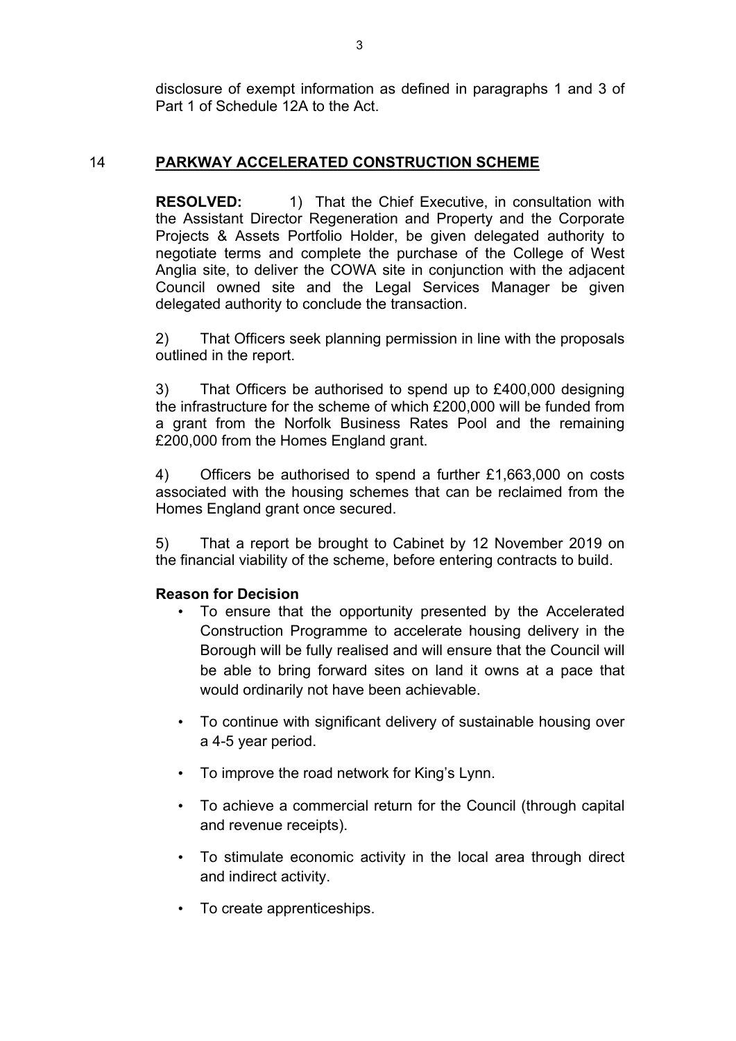disclosure of exempt information as defined in paragraphs 1 and 3 of Part 1 of Schedule 12A to the Act.

## 14 PARKWAY ACCELERATED CONSTRUCTION SCHEME

**RESOLVED:** 1) That the Chief Executive, in consultation with the Assistant Director Regeneration and Property and the Corporate Projects & Assets Portfolio Holder, be given delegated authority to negotiate terms and complete the purchase of the College of West Anglia site, to deliver the COWA site in conjunction with the adjacent Council owned site and the Legal Services Manager be given delegated authority to conclude the transaction.

2) That Officers seek planning permission in line with the proposals outlined in the report.

3) That Officers be authorised to spend up to £400,000 designing the infrastructure for the scheme of which £200,000 will be funded from a grant from the Norfolk Business Rates Pool and the remaining £200,000 from the Homes England grant.

4) Officers be authorised to spend a further £1,663,000 on costs associated with the housing schemes that can be reclaimed from the Homes England grant once secured.

5) That a report be brought to Cabinet by 12 November 2019 on the financial viability of the scheme, before entering contracts to build.

**Reason for Decision**

- To ensure that the opportunity presented by the Accelerated Construction Programme to accelerate housing delivery in the Borough will be fully realised and will ensure that the Council will be able to bring forward sites on land it owns at a pace that would ordinarily not have been achievable.
- To continue with significant delivery of sustainable housing over a 4-5 year period.
- To improve the road network for King's Lynn.
- To achieve a commercial return for the Council (through capital and revenue receipts).
- To stimulate economic activity in the local area through direct and indirect activity.
- To create apprenticeships.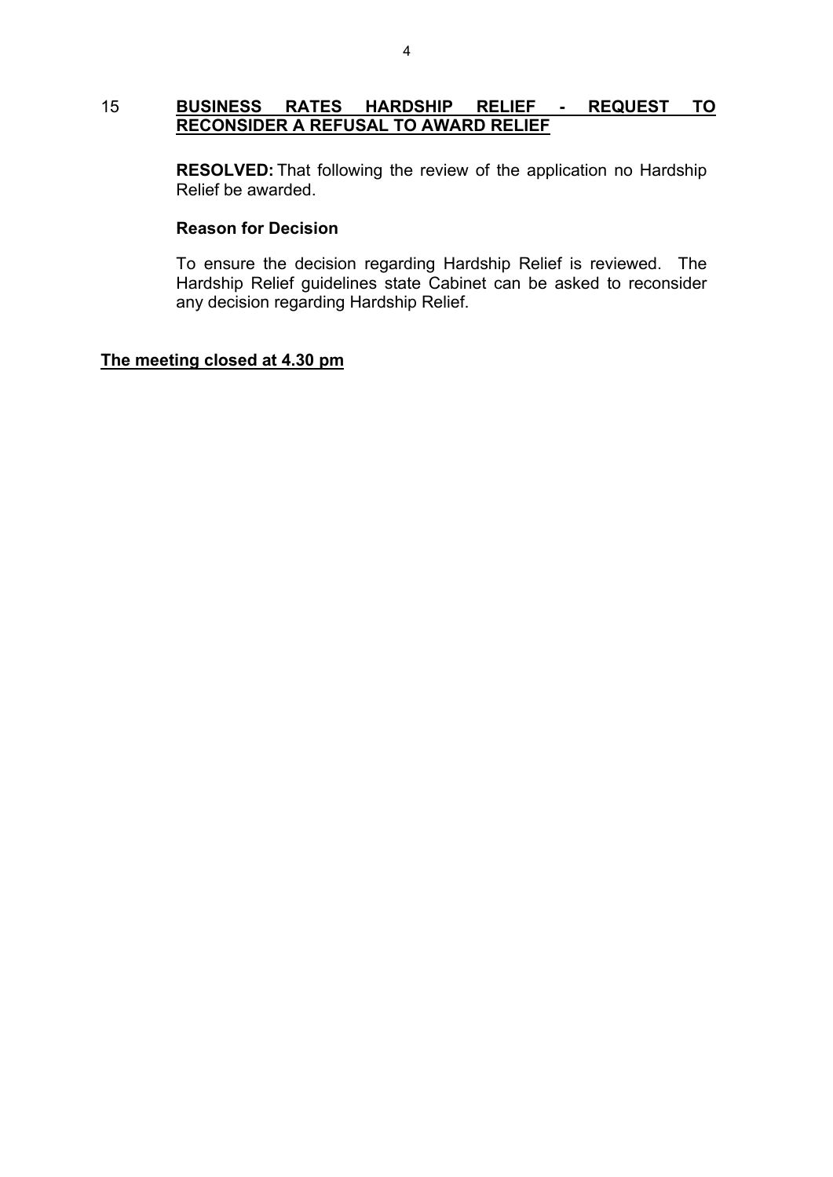## 15 BUSINESS RATES HARDSHIP RELIEF - REQUEST TO RECONSIDER A REFUSAL TO AWARD RELIEF

**RESOLVED:** That following the review of the application no Hardship Relief be awarded.

**Reason for Decision**

To ensure the decision regarding Hardship Relief is reviewed. The Hardship Relief guidelines state Cabinet can be asked to reconsider any decision regarding Hardship Relief.

**The meeting closed at 4.30 pm**